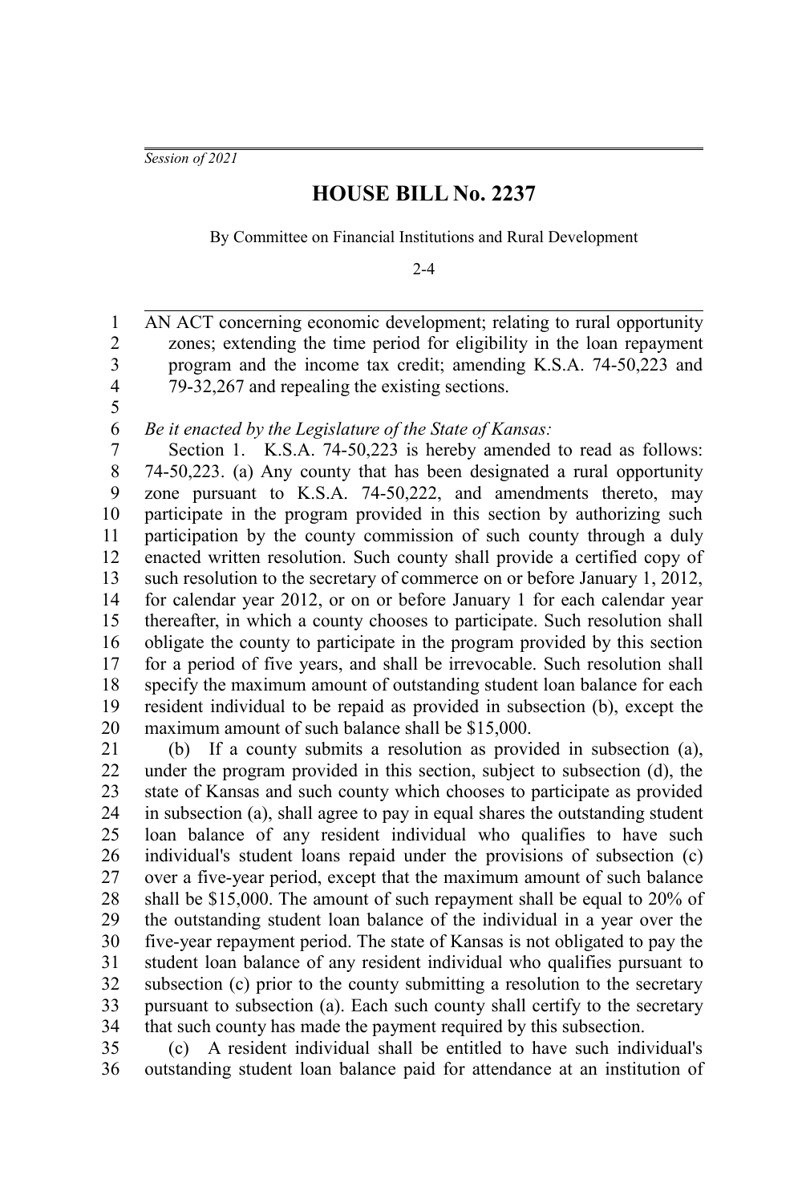*Session of 2021*

# HOUSE BILL No. 2237

By Committee on Financial Institutions and Rural Development

2-4

AN ACT concerning economic development; relating to rural opportunity zones; extending the time period for eligibility in the loan repayment program and the income tax credit; amending K.S.A. 74-50,223 and 79-32,267 and repealing the existing sections.

*Be it enacted by the Legislature of the State of Kansas:*

Section 1. K.S.A. 74-50,223 is hereby amended to read as follows: 74-50,223. (a) Any county that has been designated a rural opportunity zone pursuant to K.S.A. 74-50,222, and amendments thereto, may participate in the program provided in this section by authorizing such participation by the county commission of such county through a duly enacted written resolution. Such county shall provide a certified copy of such resolution to the secretary of commerce on or before January 1, 2012, for calendar year 2012, or on or before January 1 for each calendar year thereafter, in which a county chooses to participate. Such resolution shall obligate the county to participate in the program provided by this section for a period of five years, and shall be irrevocable. Such resolution shall specify the maximum amount of outstanding student loan balance for each resident individual to be repaid as provided in subsection (b), except the maximum amount of such balance shall be $15,000.

(b) If a county submits a resolution as provided in subsection (a), under the program provided in this section, subject to subsection (d), the state of Kansas and such county which chooses to participate as provided in subsection (a), shall agree to pay in equal shares the outstanding student loan balance of any resident individual who qualifies to have such individual's student loans repaid under the provisions of subsection (c) over a five-year period, except that the maximum amount of such balance shall be $15,000. The amount of such repayment shall be equal to 20% of the outstanding student loan balance of the individual in a year over the five-year repayment period. The state of Kansas is not obligated to pay the student loan balance of any resident individual who qualifies pursuant to subsection (c) prior to the county submitting a resolution to the secretary pursuant to subsection (a). Each such county shall certify to the secretary that such county has made the payment required by this subsection.

(c) A resident individual shall be entitled to have such individual's outstanding student loan balance paid for attendance at an institution of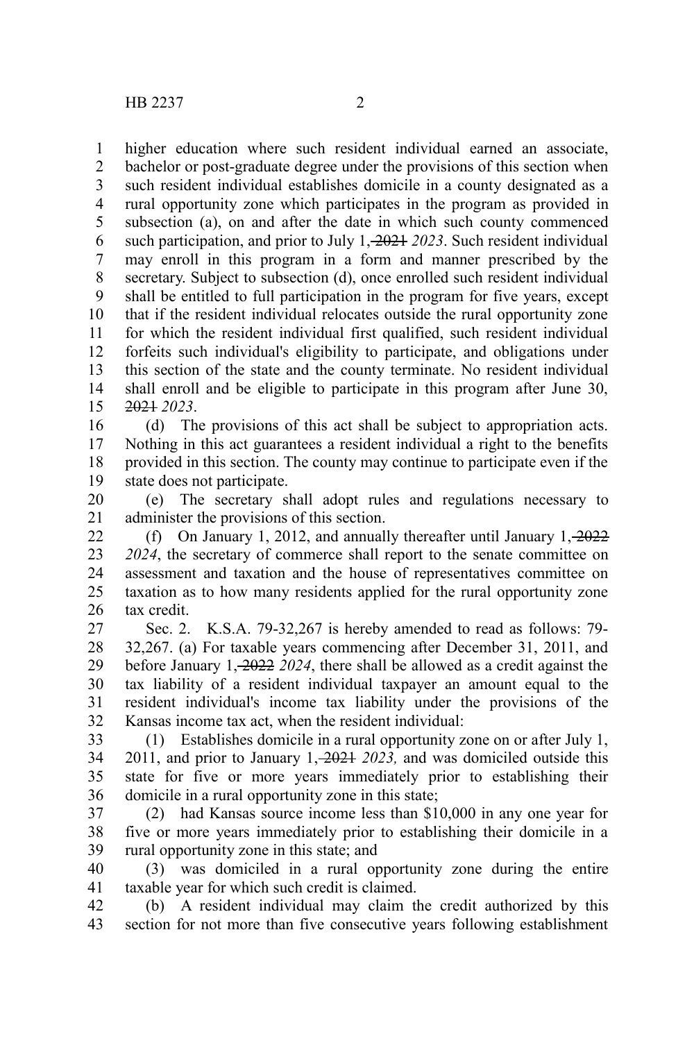higher education where such resident individual earned an associate, bachelor or post-graduate degree under the provisions of this section when such resident individual establishes domicile in a county designated as a rural opportunity zone which participates in the program as provided in subsection (a), on and after the date in which such county commenced such participation, and prior to July 1, ~~2021~~ *2023*. Such resident individual may enroll in this program in a form and manner prescribed by the secretary. Subject to subsection (d), once enrolled such resident individual shall be entitled to full participation in the program for five years, except that if the resident individual relocates outside the rural opportunity zone for which the resident individual first qualified, such resident individual forfeits such individual's eligibility to participate, and obligations under this section of the state and the county terminate. No resident individual shall enroll and be eligible to participate in this program after June 30, ~~2021~~ *2023*.

(d) The provisions of this act shall be subject to appropriation acts. Nothing in this act guarantees a resident individual a right to the benefits provided in this section. The county may continue to participate even if the state does not participate.

(e) The secretary shall adopt rules and regulations necessary to administer the provisions of this section.

(f) On January 1, 2012, and annually thereafter until January 1, ~~2022~~ *2024*, the secretary of commerce shall report to the senate committee on assessment and taxation and the house of representatives committee on taxation as to how many residents applied for the rural opportunity zone tax credit.

Sec. 2. K.S.A. 79-32,267 is hereby amended to read as follows: 79-32,267. (a) For taxable years commencing after December 31, 2011, and before January 1, ~~2022~~ *2024*, there shall be allowed as a credit against the tax liability of a resident individual taxpayer an amount equal to the resident individual's income tax liability under the provisions of the Kansas income tax act, when the resident individual:

(1) Establishes domicile in a rural opportunity zone on or after July 1, 2011, and prior to January 1, ~~2021~~ *2023,* and was domiciled outside this state for five or more years immediately prior to establishing their domicile in a rural opportunity zone in this state;

(2) had Kansas source income less than $10,000 in any one year for five or more years immediately prior to establishing their domicile in a rural opportunity zone in this state; and

(3) was domiciled in a rural opportunity zone during the entire taxable year for which such credit is claimed.

(b) A resident individual may claim the credit authorized by this section for not more than five consecutive years following establishment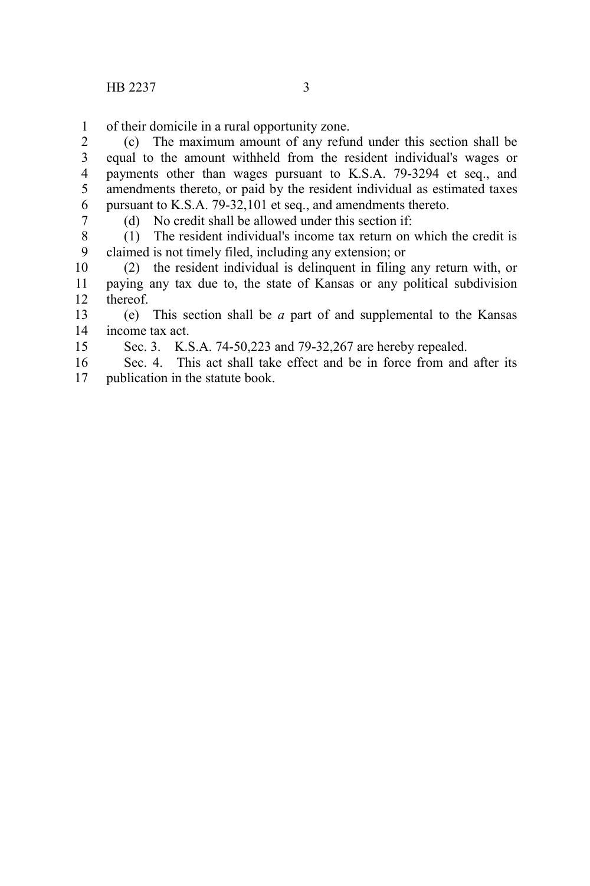of their domicile in a rural opportunity zone.

(c) The maximum amount of any refund under this section shall be equal to the amount withheld from the resident individual's wages or payments other than wages pursuant to K.S.A. 79-3294 et seq., and amendments thereto, or paid by the resident individual as estimated taxes pursuant to K.S.A. 79-32,101 et seq., and amendments thereto.

(d) No credit shall be allowed under this section if:

(1) The resident individual's income tax return on which the credit is claimed is not timely filed, including any extension; or

(2) the resident individual is delinquent in filing any return with, or paying any tax due to, the state of Kansas or any political subdivision thereof.

(e) This section shall be *a* part of and supplemental to the Kansas income tax act.

Sec. 3. K.S.A. 74-50,223 and 79-32,267 are hereby repealed.

Sec. 4. This act shall take effect and be in force from and after its publication in the statute book.